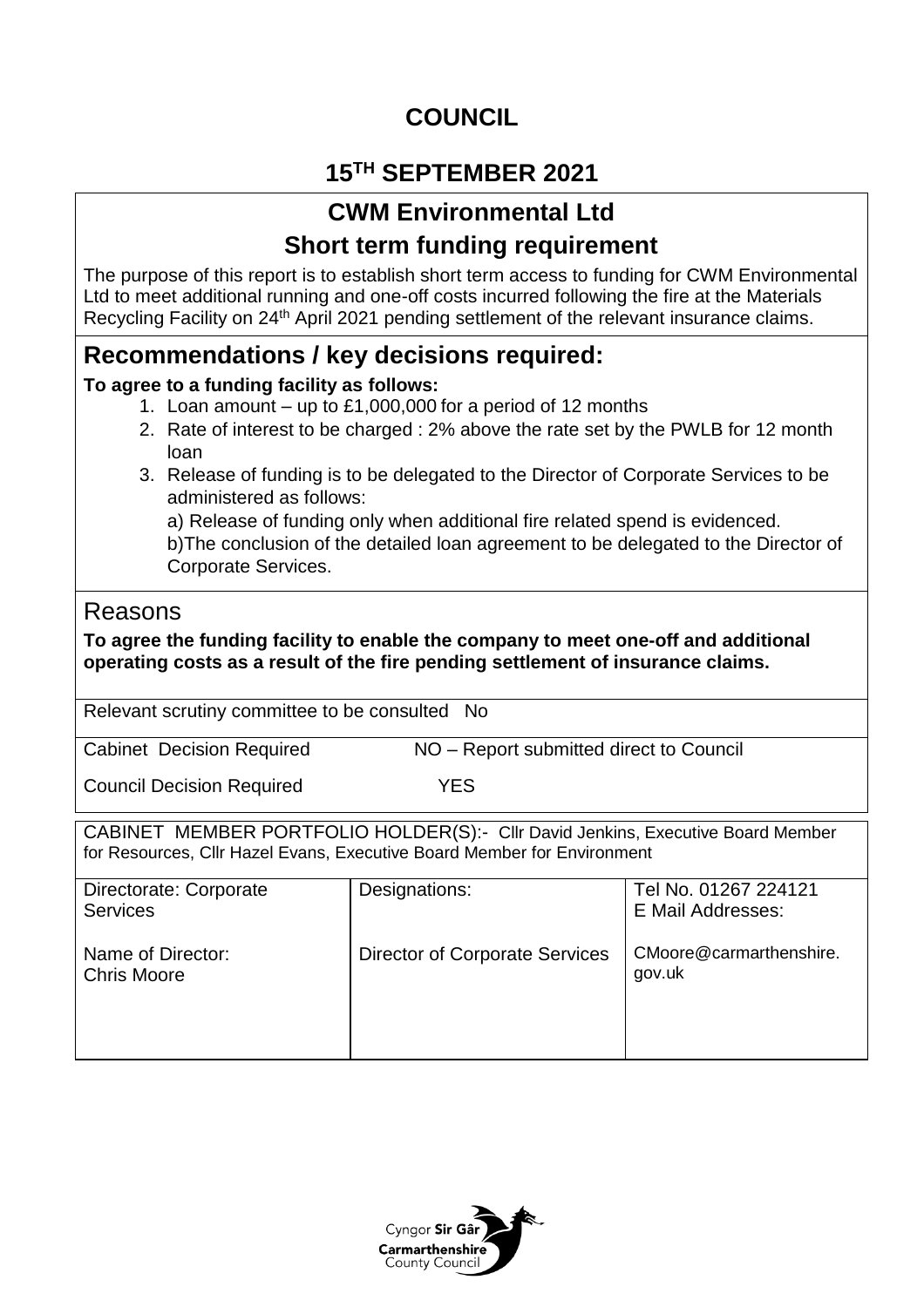# COUNCIL

## 15TH SEPTEMBER 2021

## CWM Environmental Ltd

## Short term funding requirement

The purpose of this report is to establish short term access to funding for CWM Environmental Ltd to meet additional running and one-off costs incurred following the fire at the Materials Recycling Facility on 24th April 2021 pending settlement of the relevant insurance claims.

## Recommendations / key decisions required:

**To agree to a funding facility as follows:**

1. Loan amount – up to £1,000,000 for a period of 12 months
2. Rate of interest to be charged : 2% above the rate set by the PWLB for 12 month loan
3. Release of funding is to be delegated to the Director of Corporate Services to be administered as follows:

   a) Release of funding only when additional fire related spend is evidenced.

   b)The conclusion of the detailed loan agreement to be delegated to the Director of Corporate Services.

## Reasons

**To agree the funding facility to enable the company to meet one-off and additional operating costs as a result of the fire pending settlement of insurance claims.**

Relevant scrutiny committee to be consulted No

Cabinet Decision Required NO – Report submitted direct to Council

Council Decision Required YES

CABINET MEMBER PORTFOLIO HOLDER(S):- Cllr David Jenkins, Executive Board Member for Resources, Cllr Hazel Evans, Executive Board Member for Environment

| Directorate: Corporate Services | Designations: | Tel No. 01267 224121<br>E Mail Addresses: |
|---|---|---|
| Name of Director:<br>Chris Moore | Director of Corporate Services | CMoore@carmarthenshire.gov.uk |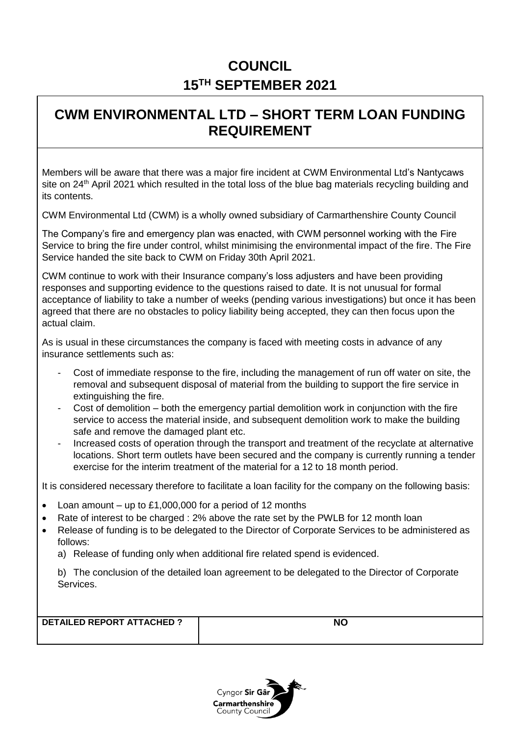# COUNCIL
# 15TH SEPTEMBER 2021

## CWM ENVIRONMENTAL LTD – SHORT TERM LOAN FUNDING REQUIREMENT

Members will be aware that there was a major fire incident at CWM Environmental Ltd's Nantycaws site on 24th April 2021 which resulted in the total loss of the blue bag materials recycling building and its contents.

CWM Environmental Ltd (CWM) is a wholly owned subsidiary of Carmarthenshire County Council

The Company's fire and emergency plan was enacted, with CWM personnel working with the Fire Service to bring the fire under control, whilst minimising the environmental impact of the fire. The Fire Service handed the site back to CWM on Friday 30th April 2021.

CWM continue to work with their Insurance company's loss adjusters and have been providing responses and supporting evidence to the questions raised to date. It is not unusual for formal acceptance of liability to take a number of weeks (pending various investigations) but once it has been agreed that there are no obstacles to policy liability being accepted, they can then focus upon the actual claim.

As is usual in these circumstances the company is faced with meeting costs in advance of any insurance settlements such as:

- Cost of immediate response to the fire, including the management of run off water on site, the removal and subsequent disposal of material from the building to support the fire service in extinguishing the fire.
- Cost of demolition – both the emergency partial demolition work in conjunction with the fire service to access the material inside, and subsequent demolition work to make the building safe and remove the damaged plant etc.
- Increased costs of operation through the transport and treatment of the recyclate at alternative locations. Short term outlets have been secured and the company is currently running a tender exercise for the interim treatment of the material for a 12 to 18 month period.

It is considered necessary therefore to facilitate a loan facility for the company on the following basis:

- Loan amount – up to £1,000,000 for a period of 12 months
- Rate of interest to be charged : 2% above the rate set by the PWLB for 12 month loan
- Release of funding is to be delegated to the Director of Corporate Services to be administered as follows:
  a) Release of funding only when additional fire related spend is evidenced.

  b) The conclusion of the detailed loan agreement to be delegated to the Director of Corporate Services.

| **DETAILED REPORT ATTACHED ?** | **NO** |
|---|---|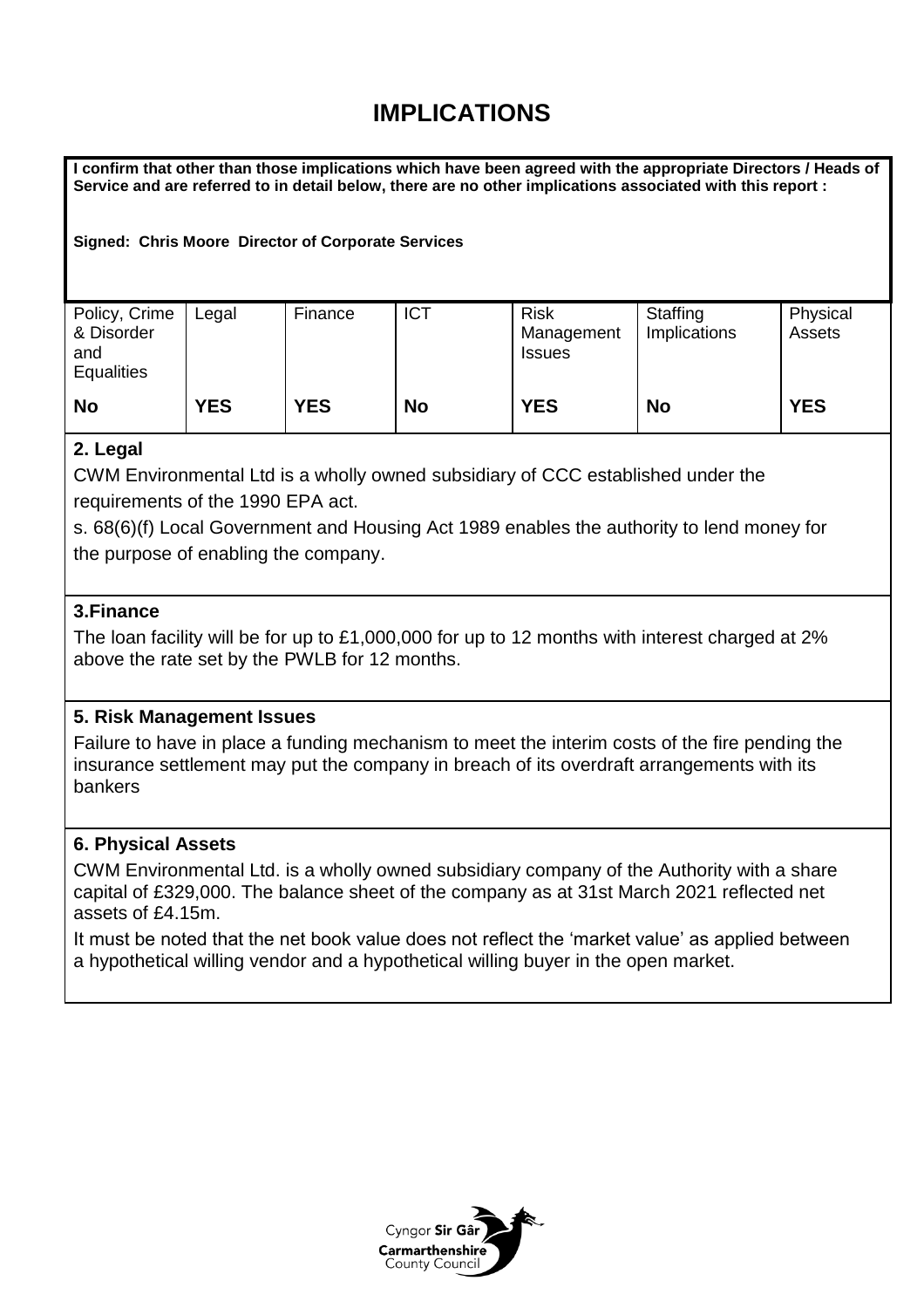# IMPLICATIONS

**I confirm that other than those implications which have been agreed with the appropriate Directors / Heads of Service and are referred to in detail below, there are no other implications associated with this report :**

**Signed: Chris Moore Director of Corporate Services**

| Policy, Crime & Disorder and Equalities | Legal | Finance | ICT | Risk Management Issues | Staffing Implications | Physical Assets |
|---|---|---|---|---|---|---|
| **No** | **YES** | **YES** | **No** | **YES** | **No** | **YES** |

### 2. Legal

CWM Environmental Ltd is a wholly owned subsidiary of CCC established under the requirements of the 1990 EPA act.

s. 68(6)(f) Local Government and Housing Act 1989 enables the authority to lend money for the purpose of enabling the company.

### 3.Finance

The loan facility will be for up to £1,000,000 for up to 12 months with interest charged at 2% above the rate set by the PWLB for 12 months.

### 5. Risk Management Issues

Failure to have in place a funding mechanism to meet the interim costs of the fire pending the insurance settlement may put the company in breach of its overdraft arrangements with its bankers

### 6. Physical Assets

CWM Environmental Ltd. is a wholly owned subsidiary company of the Authority with a share capital of £329,000. The balance sheet of the company as at 31st March 2021 reflected net assets of £4.15m.

It must be noted that the net book value does not reflect the 'market value' as applied between a hypothetical willing vendor and a hypothetical willing buyer in the open market.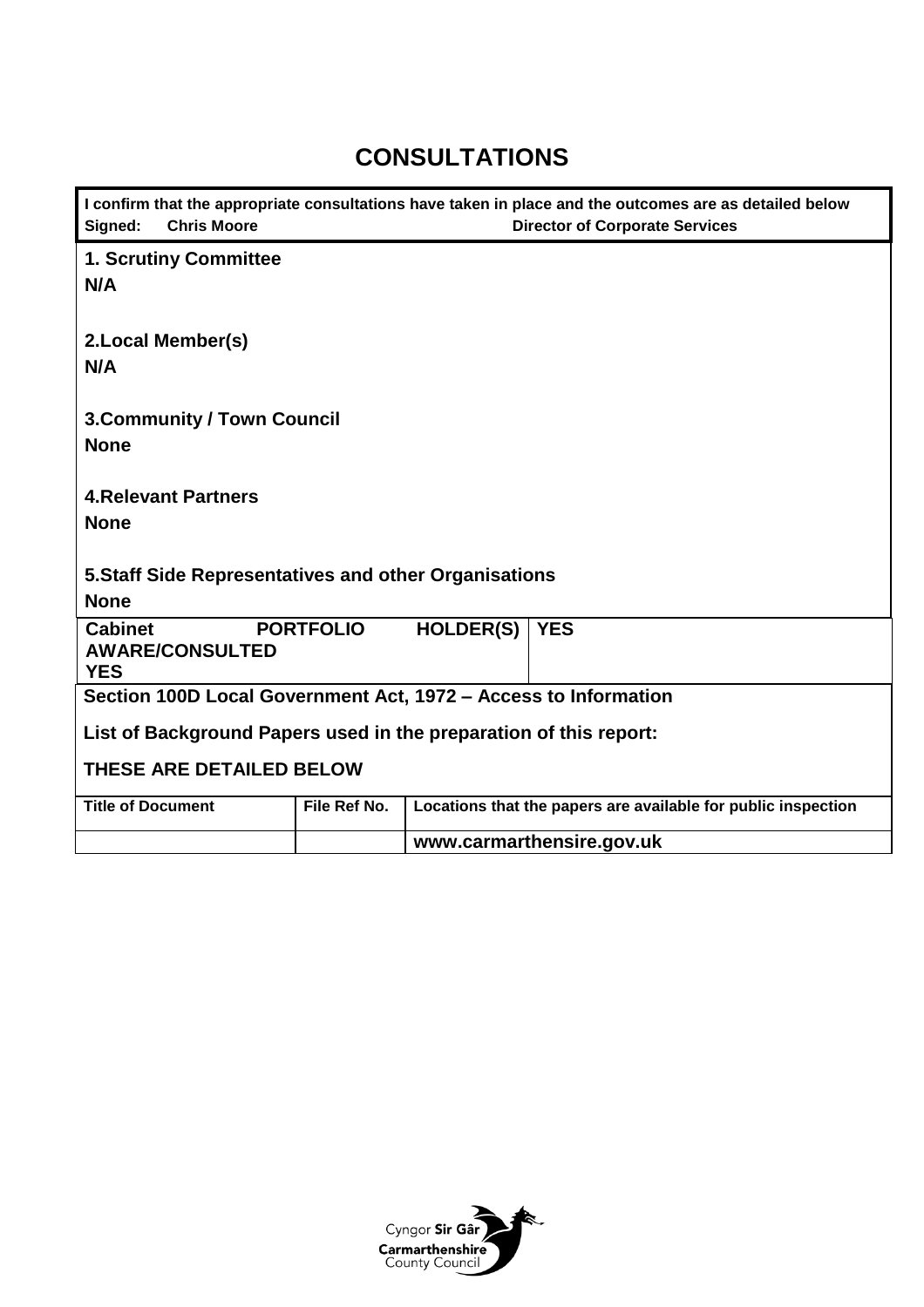# CONSULTATIONS

**I confirm that the appropriate consultations have taken in place and the outcomes are as detailed below**

**Signed: Chris Moore** **Director of Corporate Services**

**1. Scrutiny Committee**

**N/A**

**2.Local Member(s)**

**N/A**

**3.Community / Town Council**

**None**

**4.Relevant Partners**

**None**

**5.Staff Side Representatives and other Organisations**

**None**

| | |
|---|---|
| **Cabinet PORTFOLIO HOLDER(S) AWARE/CONSULTED** **YES** | **YES** |

**Section 100D Local Government Act, 1972 – Access to Information**

**List of Background Papers used in the preparation of this report:**

**THESE ARE DETAILED BELOW**

| Title of Document | File Ref No. | Locations that the papers are available for public inspection |
|---|---|---|
| | | **www.carmarthensire.gov.uk** |

Cyngor **Sir Gâr**
**Carmarthenshire**
County Council